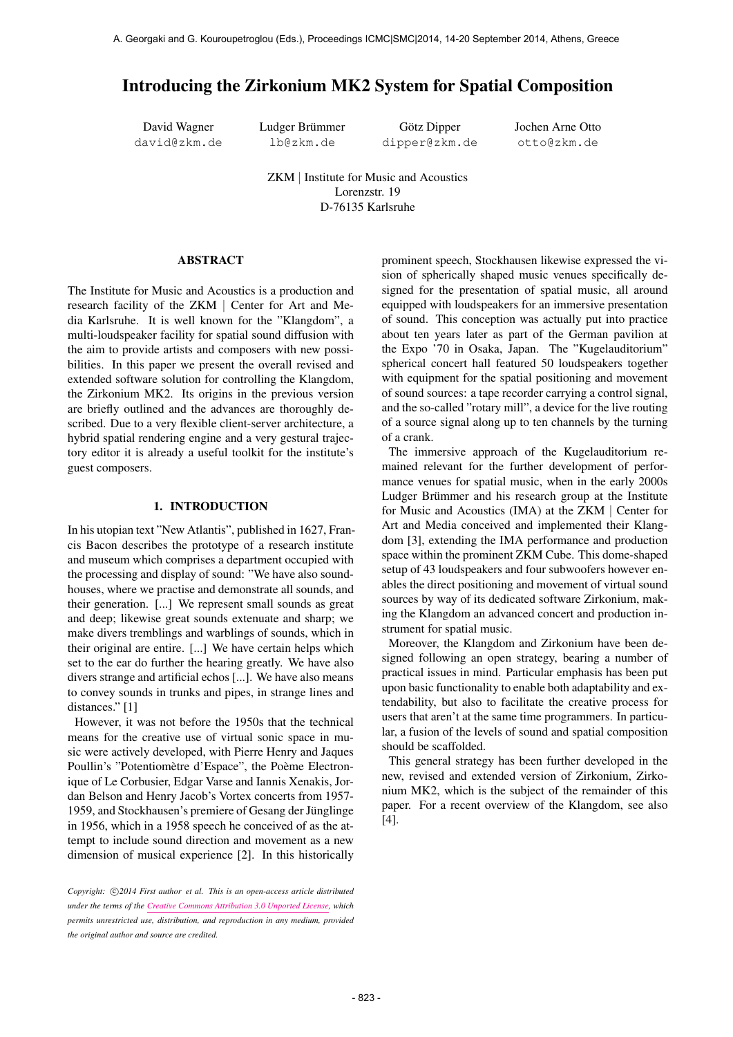# Introducing the Zirkonium MK2 System for Spatial Composition

David Wagner
david@zkm.de

Ludger Brümmer
lb@zkm.de

Götz Dipper
dipper@zkm.de

Jochen Arne Otto
otto@zkm.de

ZKM | Institute for Music and Acoustics
Lorenzstr. 19
D-76135 Karlsruhe

## ABSTRACT

The Institute for Music and Acoustics is a production and research facility of the ZKM | Center for Art and Media Karlsruhe. It is well known for the "Klangdom", a multi-loudspeaker facility for spatial sound diffusion with the aim to provide artists and composers with new possibilities. In this paper we present the overall revised and extended software solution for controlling the Klangdom, the Zirkonium MK2. Its origins in the previous version are briefly outlined and the advances are thoroughly described. Due to a very flexible client-server architecture, a hybrid spatial rendering engine and a very gestural trajectory editor it is already a useful toolkit for the institute's guest composers.

## 1. INTRODUCTION

In his utopian text "New Atlantis", published in 1627, Francis Bacon describes the prototype of a research institute and museum which comprises a department occupied with the processing and display of sound: "We have also sound-houses, where we practise and demonstrate all sounds, and their generation. [...] We represent small sounds as great and deep; likewise great sounds extenuate and sharp; we make divers tremblings and warblings of sounds, which in their original are entire. [...] We have certain helps which set to the ear do further the hearing greatly. We have also divers strange and artificial echos [...]. We have also means to convey sounds in trunks and pipes, in strange lines and distances." [1]

However, it was not before the 1950s that the technical means for the creative use of virtual sonic space in music were actively developed, with Pierre Henry and Jaques Poullin's "Potentiomètre d'Espace", the Poème Electronique of Le Corbusier, Edgar Varse and Iannis Xenakis, Jordan Belson and Henry Jacob's Vortex concerts from 1957-1959, and Stockhausen's premiere of Gesang der Jünglinge in 1956, which in a 1958 speech he conceived of as the attempt to include sound direction and movement as a new dimension of musical experience [2]. In this historically prominent speech, Stockhausen likewise expressed the vision of spherically shaped music venues specifically designed for the presentation of spatial music, all around equipped with loudspeakers for an immersive presentation of sound. This conception was actually put into practice about ten years later as part of the German pavilion at the Expo '70 in Osaka, Japan. The "Kugelauditorium" spherical concert hall featured 50 loudspeakers together with equipment for the spatial positioning and movement of sound sources: a tape recorder carrying a control signal, and the so-called "rotary mill", a device for the live routing of a source signal along up to ten channels by the turning of a crank.

The immersive approach of the Kugelauditorium remained relevant for the further development of performance venues for spatial music, when in the early 2000s Ludger Brümmer and his research group at the Institute for Music and Acoustics (IMA) at the ZKM | Center for Art and Media conceived and implemented their Klangdom [3], extending the IMA performance and production space within the prominent ZKM Cube. This dome-shaped setup of 43 loudspeakers and four subwoofers however enables the direct positioning and movement of virtual sound sources by way of its dedicated software Zirkonium, making the Klangdom an advanced concert and production instrument for spatial music.

Moreover, the Klangdom and Zirkonium have been designed following an open strategy, bearing a number of practical issues in mind. Particular emphasis has been put upon basic functionality to enable both adaptability and extendability, but also to facilitate the creative process for users that aren't at the same time programmers. In particular, a fusion of the levels of sound and spatial composition should be scaffolded.

This general strategy has been further developed in the new, revised and extended version of Zirkonium, Zirkonium MK2, which is the subject of the remainder of this paper. For a recent overview of the Klangdom, see also [4].

*Copyright: ©2014 First author et al. This is an open-access article distributed under the terms of the Creative Commons Attribution 3.0 Unported License, which permits unrestricted use, distribution, and reproduction in any medium, provided the original author and source are credited.*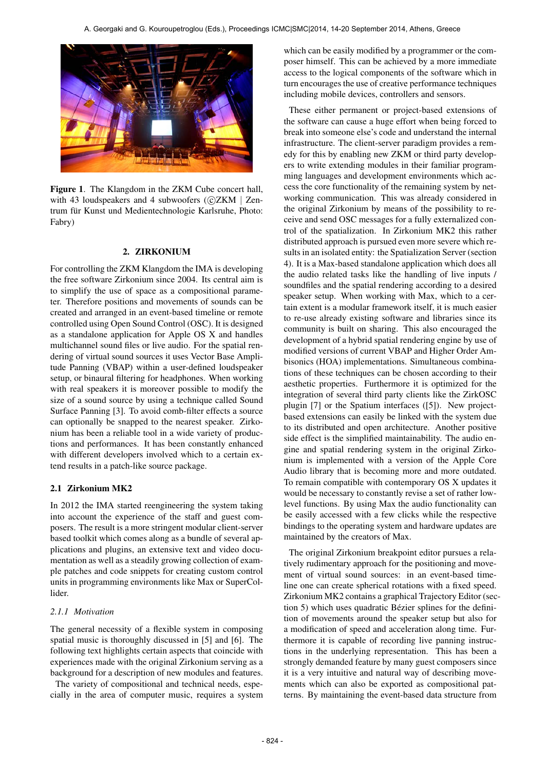Figure 1. The Klangdom in the ZKM Cube concert hall, with 43 loudspeakers and 4 subwoofers (©ZKM | Zentrum für Kunst und Medientechnologie Karlsruhe, Photo: Fabry)

## 2. ZIRKONIUM

For controlling the ZKM Klangdom the IMA is developing the free software Zirkonium since 2004. Its central aim is to simplify the use of space as a compositional parameter. Therefore positions and movements of sounds can be created and arranged in an event-based timeline or remote controlled using Open Sound Control (OSC). It is designed as a standalone application for Apple OS X and handles multichannel sound files or live audio. For the spatial rendering of virtual sound sources it uses Vector Base Amplitude Panning (VBAP) within a user-defined loudspeaker setup, or binaural filtering for headphones. When working with real speakers it is moreover possible to modify the size of a sound source by using a technique called Sound Surface Panning [3]. To avoid comb-filter effects a source can optionally be snapped to the nearest speaker. Zirkonium has been a reliable tool in a wide variety of productions and performances. It has been constantly enhanced with different developers involved which to a certain extend results in a patch-like source package.

### 2.1 Zirkonium MK2

In 2012 the IMA started reengineering the system taking into account the experience of the staff and guest composers. The result is a more stringent modular client-server based toolkit which comes along as a bundle of several applications and plugins, an extensive text and video documentation as well as a steadily growing collection of example patches and code snippets for creating custom control units in programming environments like Max or SuperCollider.

#### 2.1.1 *Motivation*

The general necessity of a flexible system in composing spatial music is thoroughly discussed in [5] and [6]. The following text highlights certain aspects that coincide with experiences made with the original Zirkonium serving as a background for a description of new modules and features.

The variety of compositional and technical needs, especially in the area of computer music, requires a system which can be easily modified by a programmer or the composer himself. This can be achieved by a more immediate access to the logical components of the software which in turn encourages the use of creative performance techniques including mobile devices, controllers and sensors.

These either permanent or project-based extensions of the software can cause a huge effort when being forced to break into someone else's code and understand the internal infrastructure. The client-server paradigm provides a remedy for this by enabling new ZKM or third party developers to write extending modules in their familiar programming languages and development environments which access the core functionality of the remaining system by networking communication. This was already considered in the original Zirkonium by means of the possibility to receive and send OSC messages for a fully externalized control of the spatialization. In Zirkonium MK2 this rather distributed approach is pursued even more severe which results in an isolated entity: the Spatialization Server (section 4). It is a Max-based standalone application which does all the audio related tasks like the handling of live inputs / soundfiles and the spatial rendering according to a desired speaker setup. When working with Max, which to a certain extent is a modular framework itself, it is much easier to re-use already existing software and libraries since its community is built on sharing. This also encouraged the development of a hybrid spatial rendering engine by use of modified versions of current VBAP and Higher Order Ambisonics (HOA) implementations. Simultaneous combinations of these techniques can be chosen according to their aesthetic properties. Furthermore it is optimized for the integration of several third party clients like the ZirkOSC plugin [7] or the Spatium interfaces ([5]). New project-based extensions can easily be linked with the system due to its distributed and open architecture. Another positive side effect is the simplified maintainability. The audio engine and spatial rendering system in the original Zirkonium is implemented with a version of the Apple Core Audio library that is becoming more and more outdated. To remain compatible with contemporary OS X updates it would be necessary to constantly revise a set of rather low-level functions. By using Max the audio functionality can be easily accessed with a few clicks while the respective bindings to the operating system and hardware updates are maintained by the creators of Max.

The original Zirkonium breakpoint editor pursues a relatively rudimentary approach for the positioning and movement of virtual sound sources: in an event-based timeline one can create spherical rotations with a fixed speed. Zirkonium MK2 contains a graphical Trajectory Editor (section 5) which uses quadratic Bézier splines for the definition of movements around the speaker setup but also for a modification of speed and acceleration along time. Furthermore it is capable of recording live panning instructions in the underlying representation. This has been a strongly demanded feature by many guest composers since it is a very intuitive and natural way of describing movements which can also be exported as compositional patterns. By maintaining the event-based data structure from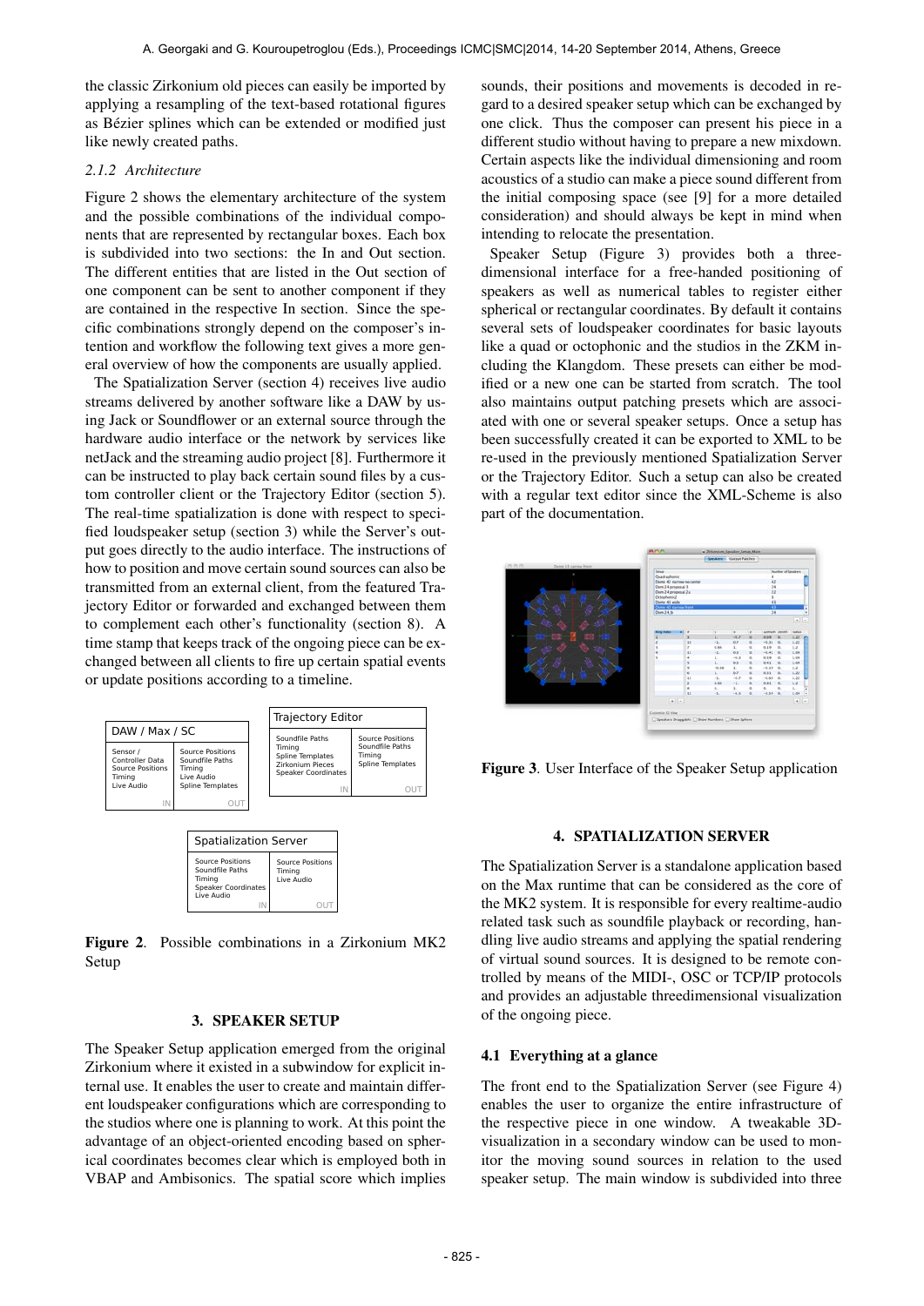the classic Zirkonium old pieces can easily be imported by applying a resampling of the text-based rotational figures as Bézier splines which can be extended or modified just like newly created paths.

#### 2.1.2 Architecture

Figure 2 shows the elementary architecture of the system and the possible combinations of the individual components that are represented by rectangular boxes. Each box is subdivided into two sections: the In and Out section. The different entities that are listed in the Out section of one component can be sent to another component if they are contained in the respective In section. Since the specific combinations strongly depend on the composer's intention and workflow the following text gives a more general overview of how the components are usually applied.

The Spatialization Server (section 4) receives live audio streams delivered by another software like a DAW by using Jack or Soundflower or an external source through the hardware audio interface or the network by services like netJack and the streaming audio project [8]. Furthermore it can be instructed to play back certain sound files by a custom controller client or the Trajectory Editor (section 5). The real-time spatialization is done with respect to specified loudspeaker setup (section 3) while the Server's output goes directly to the audio interface. The instructions of how to position and move certain sound sources can also be transmitted from an external client, from the featured Trajectory Editor or forwarded and exchanged between them to complement each other's functionality (section 8). A time stamp that keeps track of the ongoing piece can be exchanged between all clients to fire up certain spatial events or update positions according to a timeline.

| DAW / Max / SC | |
|---|---|
| Sensor / Controller Data, Source Positions, Timing, Live Audio (IN) | Source Positions, Soundfile Paths, Timing, Live Audio, Spline Templates (OUT) |

| Trajectory Editor | |
|---|---|
| Soundfile Paths, Timing, Spline Templates, Zirkonium Pieces, Speaker Coordinates (IN) | Source Positions, Soundfile Paths, Timing, Spline Templates (OUT) |

| Spatialization Server | |
|---|---|
| Source Positions, Soundfile Paths, Timing, Speaker Coordinates, Live Audio (IN) | Source Positions, Timing, Live Audio (OUT) |

**Figure 2**. Possible combinations in a Zirkonium MK2 Setup

## 3. SPEAKER SETUP

The Speaker Setup application emerged from the original Zirkonium where it existed in a subwindow for explicit internal use. It enables the user to create and maintain different loudspeaker configurations which are corresponding to the studios where one is planning to work. At this point the advantage of an object-oriented encoding based on spherical coordinates becomes clear which is employed both in VBAP and Ambisonics. The spatial score which implies sounds, their positions and movements is decoded in regard to a desired speaker setup which can be exchanged by one click. Thus the composer can present his piece in a different studio without having to prepare a new mixdown. Certain aspects like the individual dimensioning and room acoustics of a studio can make a piece sound different from the initial composing space (see [9] for a more detailed consideration) and should always be kept in mind when intending to relocate the presentation.

Speaker Setup (Figure 3) provides both a three-dimensional interface for a free-handed positioning of speakers as well as numerical tables to register either spherical or rectangular coordinates. By default it contains several sets of loudspeaker coordinates for basic layouts like a quad or octophonic and the studios in the ZKM including the Klangdom. These presets can either be modified or a new one can be started from scratch. The tool also maintains output patching presets which are associated with one or several speaker setups. Once a setup has been successfully created it can be exported to XML to be re-used in the previously mentioned Spatialization Server or the Trajectory Editor. Such a setup can also be created with a regular text editor since the XML-Scheme is also part of the documentation.

**Figure 3**. User Interface of the Speaker Setup application

## 4. SPATIALIZATION SERVER

The Spatialization Server is a standalone application based on the Max runtime that can be considered as the core of the MK2 system. It is responsible for every realtime-audio related task such as soundfile playback or recording, handling live audio streams and applying the spatial rendering of virtual sound sources. It is designed to be remote controlled by means of the MIDI-, OSC or TCP/IP protocols and provides an adjustable threedimensional visualization of the ongoing piece.

### 4.1 Everything at a glance

The front end to the Spatialization Server (see Figure 4) enables the user to organize the entire infrastructure of the respective piece in one window. A tweakable 3D-visualization in a secondary window can be used to monitor the moving sound sources in relation to the used speaker setup. The main window is subdivided into three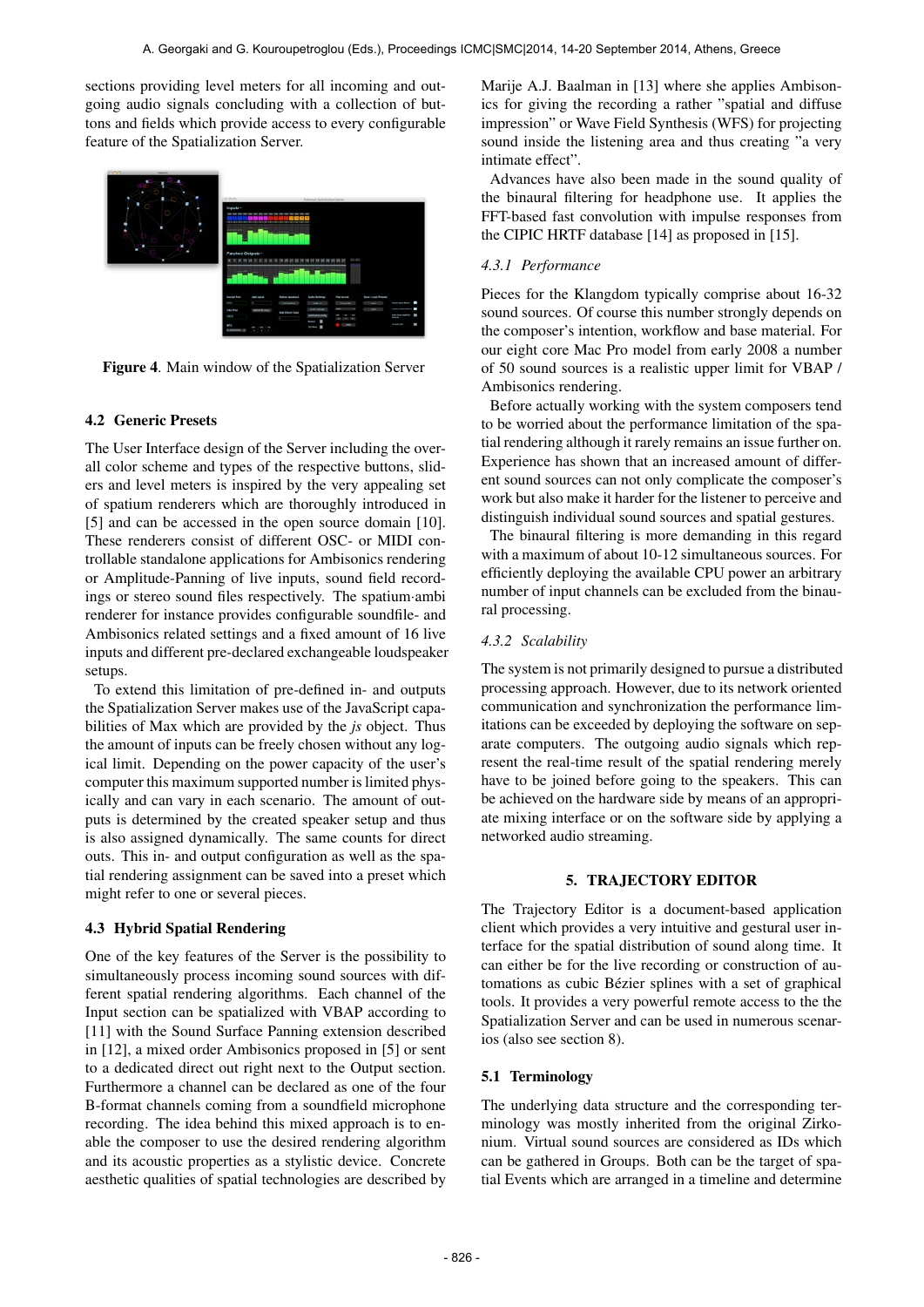sections providing level meters for all incoming and outgoing audio signals concluding with a collection of buttons and fields which provide access to every configurable feature of the Spatialization Server.

**Figure 4**. Main window of the Spatialization Server

### 4.2 Generic Presets

The User Interface design of the Server including the overall color scheme and types of the respective buttons, sliders and level meters is inspired by the very appealing set of spatium renderers which are thoroughly introduced in [5] and can be accessed in the open source domain [10]. These renderers consist of different OSC- or MIDI controllable standalone applications for Ambisonics rendering or Amplitude-Panning of live inputs, sound field recordings or stereo sound files respectively. The spatium·ambi renderer for instance provides configurable soundfile- and Ambisonics related settings and a fixed amount of 16 live inputs and different pre-declared exchangeable loudspeaker setups.

To extend this limitation of pre-defined in- and outputs the Spatialization Server makes use of the JavaScript capabilities of Max which are provided by the *js* object. Thus the amount of inputs can be freely chosen without any logical limit. Depending on the power capacity of the user's computer this maximum supported number is limited physically and can vary in each scenario. The amount of outputs is determined by the created speaker setup and thus is also assigned dynamically. The same counts for direct outs. This in- and output configuration as well as the spatial rendering assignment can be saved into a preset which might refer to one or several pieces.

### 4.3 Hybrid Spatial Rendering

One of the key features of the Server is the possibility to simultaneously process incoming sound sources with different spatial rendering algorithms. Each channel of the Input section can be spatialized with VBAP according to [11] with the Sound Surface Panning extension described in [12], a mixed order Ambisonics proposed in [5] or sent to a dedicated direct out right next to the Output section. Furthermore a channel can be declared as one of the four B-format channels coming from a soundfield microphone recording. The idea behind this mixed approach is to enable the composer to use the desired rendering algorithm and its acoustic properties as a stylistic device. Concrete aesthetic qualities of spatial technologies are described by Marije A.J. Baalman in [13] where she applies Ambisonics for giving the recording a rather "spatial and diffuse impression" or Wave Field Synthesis (WFS) for projecting sound inside the listening area and thus creating "a very intimate effect".

Advances have also been made in the sound quality of the binaural filtering for headphone use. It applies the FFT-based fast convolution with impulse responses from the CIPIC HRTF database [14] as proposed in [15].

#### *4.3.1 Performance*

Pieces for the Klangdom typically comprise about 16-32 sound sources. Of course this number strongly depends on the composer's intention, workflow and base material. For our eight core Mac Pro model from early 2008 a number of 50 sound sources is a realistic upper limit for VBAP / Ambisonics rendering.

Before actually working with the system composers tend to be worried about the performance limitation of the spatial rendering although it rarely remains an issue further on. Experience has shown that an increased amount of different sound sources can not only complicate the composer's work but also make it harder for the listener to perceive and distinguish individual sound sources and spatial gestures.

The binaural filtering is more demanding in this regard with a maximum of about 10-12 simultaneous sources. For efficiently deploying the available CPU power an arbitrary number of input channels can be excluded from the binaural processing.

#### *4.3.2 Scalability*

The system is not primarily designed to pursue a distributed processing approach. However, due to its network oriented communication and synchronization the performance limitations can be exceeded by deploying the software on separate computers. The outgoing audio signals which represent the real-time result of the spatial rendering merely have to be joined before going to the speakers. This can be achieved on the hardware side by means of an appropriate mixing interface or on the software side by applying a networked audio streaming.

## 5. TRAJECTORY EDITOR

The Trajectory Editor is a document-based application client which provides a very intuitive and gestural user interface for the spatial distribution of sound along time. It can either be for the live recording or construction of automations as cubic Bézier splines with a set of graphical tools. It provides a very powerful remote access to the the Spatialization Server and can be used in numerous scenarios (also see section 8).

### 5.1 Terminology

The underlying data structure and the corresponding terminology was mostly inherited from the original Zirkonium. Virtual sound sources are considered as IDs which can be gathered in Groups. Both can be the target of spatial Events which are arranged in a timeline and determine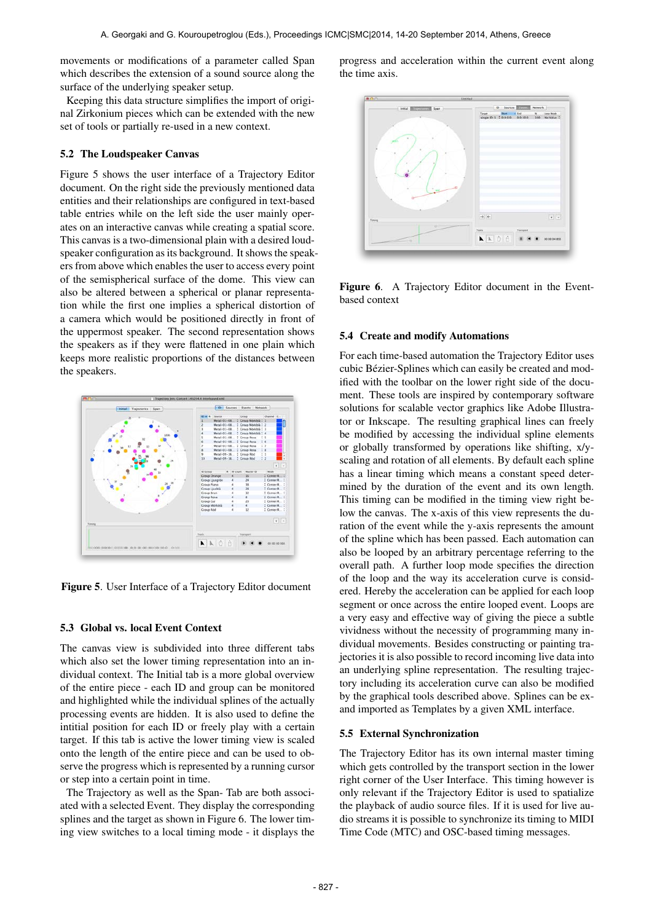movements or modifications of a parameter called Span which describes the extension of a sound source along the surface of the underlying speaker setup.

Keeping this data structure simplifies the import of original Zirkonium pieces which can be extended with the new set of tools or partially re-used in a new context.

### 5.2 The Loudspeaker Canvas

Figure 5 shows the user interface of a Trajectory Editor document. On the right side the previously mentioned data entities and their relationships are configured in text-based table entries while on the left side the user mainly operates on an interactive canvas while creating a spatial score. This canvas is a two-dimensional plain with a desired loudspeaker configuration as its background. It shows the speakers from above which enables the user to access every point of the semispherical surface of the dome. This view can also be altered between a spherical or planar representation while the first one implies a spherical distortion of a camera which would be positioned directly in front of the uppermost speaker. The second representation shows the speakers as if they were flattened in one plain which keeps more realistic proportions of the distances between the speakers.

**Figure 5**. User Interface of a Trajectory Editor document

### 5.3 Global vs. local Event Context

The canvas view is subdivided into three different tabs which also set the lower timing representation into an individual context. The Initial tab is a more global overview of the entire piece - each ID and group can be monitored and highlighted while the individual splines of the actually processing events are hidden. It is also used to define the intitial position for each ID or freely play with a certain target. If this tab is active the lower timing view is scaled onto the length of the entire piece and can be used to observe the progress which is represented by a running cursor or step into a certain point in time.

The Trajectory as well as the Span- Tab are both associated with a selected Event. They display the corresponding splines and the target as shown in Figure 6. The lower timing view switches to a local timing mode - it displays the progress and acceleration within the current event along the time axis.

**Figure 6**. A Trajectory Editor document in the Event-based context

### 5.4 Create and modify Automations

For each time-based automation the Trajectory Editor uses cubic Bézier-Splines which can easily be created and modified with the toolbar on the lower right side of the document. These tools are inspired by contemporary software solutions for scalable vector graphics like Adobe Illustrator or Inkscape. The resulting graphical lines can freely be modified by accessing the individual spline elements or globally transformed by operations like shifting, x/y-scaling and rotation of all elements. By default each spline has a linear timing which means a constant speed determined by the duration of the event and its own length. This timing can be modified in the timing view right below the canvas. The x-axis of this view represents the duration of the event while the y-axis represents the amount of the spline which has been passed. Each automation can also be looped by an arbitrary percentage referring to the overall path. A further loop mode specifies the direction of the loop and the way its acceleration curve is considered. Hereby the acceleration can be applied for each loop segment or once across the entire looped event. Loops are a very easy and effective way of giving the piece a subtle vividness without the necessity of programming many individual movements. Besides constructing or painting trajectories it is also possible to record incoming live data into an underlying spline representation. The resulting trajectory including its acceleration curve can also be modified by the graphical tools described above. Splines can be exand imported as Templates by a given XML interface.

### 5.5 External Synchronization

The Trajectory Editor has its own internal master timing which gets controlled by the transport section in the lower right corner of the User Interface. This timing however is only relevant if the Trajectory Editor is used to spatialize the playback of audio source files. If it is used for live audio streams it is possible to synchronize its timing to MIDI Time Code (MTC) and OSC-based timing messages.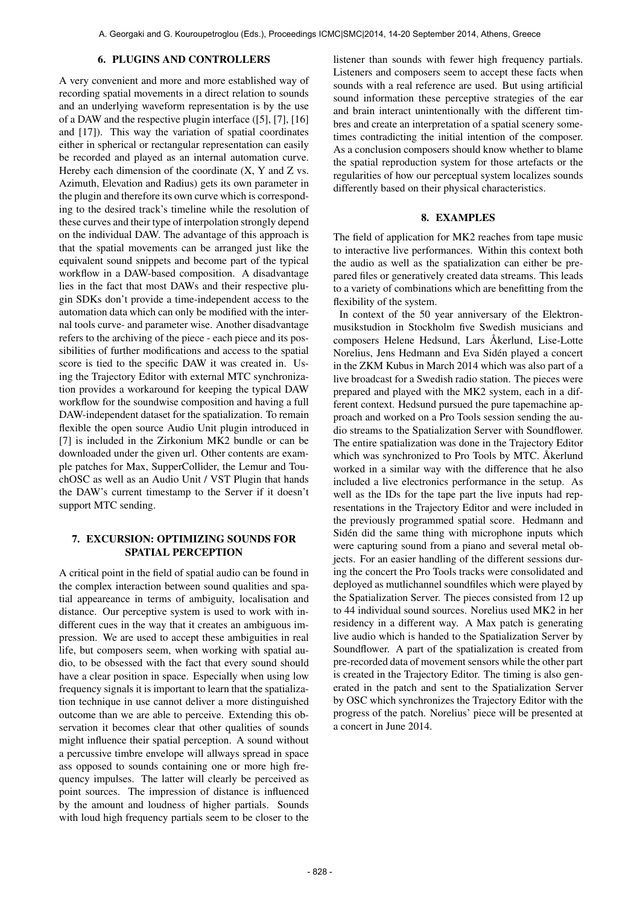## 6. PLUGINS AND CONTROLLERS

A very convenient and more and more established way of recording spatial movements in a direct relation to sounds and an underlying waveform representation is by the use of a DAW and the respective plugin interface ([5], [7], [16] and [17]). This way the variation of spatial coordinates either in spherical or rectangular representation can easily be recorded and played as an internal automation curve. Hereby each dimension of the coordinate (X, Y and Z vs. Azimuth, Elevation and Radius) gets its own parameter in the plugin and therefore its own curve which is corresponding to the desired track's timeline while the resolution of these curves and their type of interpolation strongly depend on the individual DAW. The advantage of this approach is that the spatial movements can be arranged just like the equivalent sound snippets and become part of the typical workflow in a DAW-based composition. A disadvantage lies in the fact that most DAWs and their respective plugin SDKs don't provide a time-independent access to the automation data which can only be modified with the internal tools curve- and parameter wise. Another disadvantage refers to the archiving of the piece - each piece and its possibilities of further modifications and access to the spatial score is tied to the specific DAW it was created in. Using the Trajectory Editor with external MTC synchronization provides a workaround for keeping the typical DAW workflow for the soundwise composition and having a full DAW-independent dataset for the spatialization. To remain flexible the open source Audio Unit plugin introduced in [7] is included in the Zirkonium MK2 bundle or can be downloaded under the given url. Other contents are example patches for Max, SupperCollider, the Lemur and TouchOSC as well as an Audio Unit / VST Plugin that hands the DAW's current timestamp to the Server if it doesn't support MTC sending.

## 7. EXCURSION: OPTIMIZING SOUNDS FOR SPATIAL PERCEPTION

A critical point in the field of spatial audio can be found in the complex interaction between sound qualities and spatial appeareance in terms of ambiguity, localisation and distance. Our perceptive system is used to work with indifferent cues in the way that it creates an ambiguous impression. We are used to accept these ambiguities in real life, but composers seem, when working with spatial audio, to be obsessed with the fact that every sound should have a clear position in space. Especially when using low frequency signals it is important to learn that the spatialization technique in use cannot deliver a more distinguished outcome than we are able to perceive. Extending this observation it becomes clear that other qualities of sounds might influence their spatial perception. A sound without a percussive timbre envelope will allways spread in space ass opposed to sounds containing one or more high frequency impulses. The latter will clearly be perceived as point sources. The impression of distance is influenced by the amount and loudness of higher partials. Sounds with loud high frequency partials seem to be closer to the listener than sounds with fewer high frequency partials. Listeners and composers seem to accept these facts when sounds with a real reference are used. But using artificial sound information these perceptive strategies of the ear and brain interact unintentionally with the different timbres and create an interpretation of a spatial scenery sometimes contradicting the initial intention of the composer. As a conclusion composers should know whether to blame the spatial reproduction system for those artefacts or the regularities of how our perceptual system localizes sounds differently based on their physical characteristics.

## 8. EXAMPLES

The field of application for MK2 reaches from tape music to interactive live performances. Within this context both the audio as well as the spatialization can either be prepared files or generatively created data streams. This leads to a variety of combinations which are benefitting from the flexibility of the system.

In context of the 50 year anniversary of the Elektronmusikstudion in Stockholm five Swedish musicians and composers Helene Hedsund, Lars Åkerlund, Lise-Lotte Norelius, Jens Hedmann and Eva Sidén played a concert in the ZKM Kubus in March 2014 which was also part of a live broadcast for a Swedish radio station. The pieces were prepared and played with the MK2 system, each in a different context. Hedsund pursued the pure tapemachine approach and worked on a Pro Tools session sending the audio streams to the Spatialization Server with Soundflower. The entire spatialization was done in the Trajectory Editor which was synchronized to Pro Tools by MTC. Åkerlund worked in a similar way with the difference that he also included a live electronics performance in the setup. As well as the IDs for the tape part the live inputs had representations in the Trajectory Editor and were included in the previously programmed spatial score. Hedmann and Sidén did the same thing with microphone inputs which were capturing sound from a piano and several metal objects. For an easier handling of the different sessions during the concert the Pro Tools tracks were consolidated and deployed as mutlichannel soundfiles which were played by the Spatialization Server. The pieces consisted from 12 up to 44 individual sound sources. Norelius used MK2 in her residency in a different way. A Max patch is generating live audio which is handed to the Spatialization Server by Soundflower. A part of the spatialization is created from pre-recorded data of movement sensors while the other part is created in the Trajectory Editor. The timing is also generated in the patch and sent to the Spatialization Server by OSC which synchronizes the Trajectory Editor with the progress of the patch. Norelius' piece will be presented at a concert in June 2014.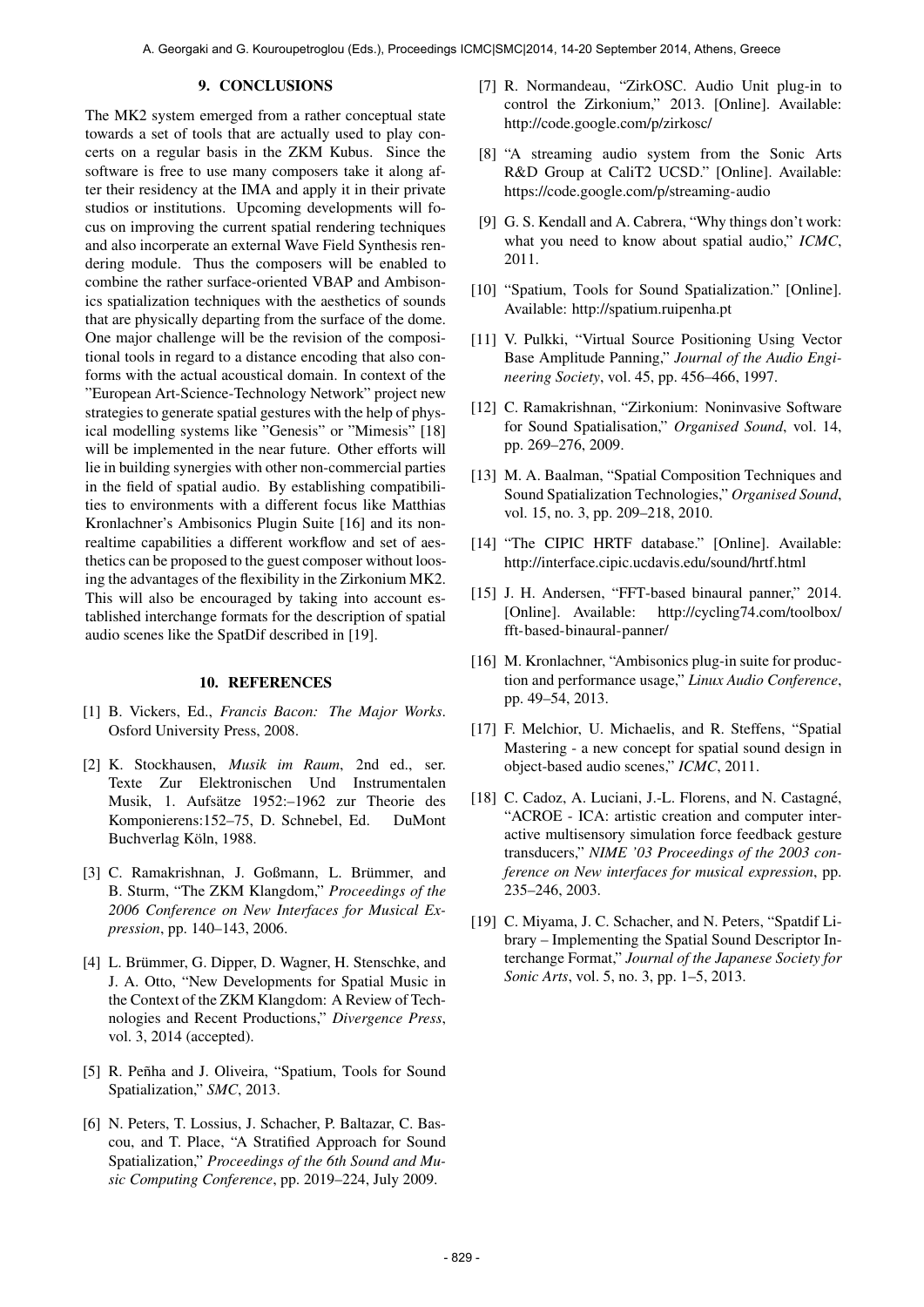## 9. CONCLUSIONS

The MK2 system emerged from a rather conceptual state towards a set of tools that are actually used to play concerts on a regular basis in the ZKM Kubus. Since the software is free to use many composers take it along after their residency at the IMA and apply it in their private studios or institutions. Upcoming developments will focus on improving the current spatial rendering techniques and also incorperate an external Wave Field Synthesis rendering module. Thus the composers will be enabled to combine the rather surface-oriented VBAP and Ambisonics spatialization techniques with the aesthetics of sounds that are physically departing from the surface of the dome. One major challenge will be the revision of the compositional tools in regard to a distance encoding that also conforms with the actual acoustical domain. In context of the "European Art-Science-Technology Network" project new strategies to generate spatial gestures with the help of physical modelling systems like "Genesis" or "Mimesis" [18] will be implemented in the near future. Other efforts will lie in building synergies with other non-commercial parties in the field of spatial audio. By establishing compatibilities to environments with a different focus like Matthias Kronlachner's Ambisonics Plugin Suite [16] and its non-realtime capabilities a different workflow and set of aesthetics can be proposed to the guest composer without loosing the advantages of the flexibility in the Zirkonium MK2. This will also be encouraged by taking into account established interchange formats for the description of spatial audio scenes like the SpatDif described in [19].

## 10. REFERENCES

[1] B. Vickers, Ed., *Francis Bacon: The Major Works*. Osford University Press, 2008.

[2] K. Stockhausen, *Musik im Raum*, 2nd ed., ser. Texte Zur Elektronischen Und Instrumentalen Musik, 1. Aufsätze 1952:–1962 zur Theorie des Komponierens:152–75, D. Schnebel, Ed. DuMont Buchverlag Köln, 1988.

[3] C. Ramakrishnan, J. Goßmann, L. Brümmer, and B. Sturm, "The ZKM Klangdom," *Proceedings of the 2006 Conference on New Interfaces for Musical Expression*, pp. 140–143, 2006.

[4] L. Brümmer, G. Dipper, D. Wagner, H. Stenschke, and J. A. Otto, "New Developments for Spatial Music in the Context of the ZKM Klangdom: A Review of Technologies and Recent Productions," *Divergence Press*, vol. 3, 2014 (accepted).

[5] R. Peñha and J. Oliveira, "Spatium, Tools for Sound Spatialization," *SMC*, 2013.

[6] N. Peters, T. Lossius, J. Schacher, P. Baltazar, C. Bascou, and T. Place, "A Stratified Approach for Sound Spatialization," *Proceedings of the 6th Sound and Music Computing Conference*, pp. 2019–224, July 2009.

[7] R. Normandeau, "ZirkOSC. Audio Unit plug-in to control the Zirkonium," 2013. [Online]. Available: http://code.google.com/p/zirkosc/

[8] "A streaming audio system from the Sonic Arts R&D Group at CaliT2 UCSD." [Online]. Available: https://code.google.com/p/streaming-audio

[9] G. S. Kendall and A. Cabrera, "Why things don't work: what you need to know about spatial audio," *ICMC*, 2011.

[10] "Spatium, Tools for Sound Spatialization." [Online]. Available: http://spatium.ruipenha.pt

[11] V. Pulkki, "Virtual Source Positioning Using Vector Base Amplitude Panning," *Journal of the Audio Engineering Society*, vol. 45, pp. 456–466, 1997.

[12] C. Ramakrishnan, "Zirkonium: Noninvasive Software for Sound Spatialisation," *Organised Sound*, vol. 14, pp. 269–276, 2009.

[13] M. A. Baalman, "Spatial Composition Techniques and Sound Spatialization Technologies," *Organised Sound*, vol. 15, no. 3, pp. 209–218, 2010.

[14] "The CIPIC HRTF database." [Online]. Available: http://interface.cipic.ucdavis.edu/sound/hrtf.html

[15] J. H. Andersen, "FFT-based binaural panner," 2014. [Online]. Available: http://cycling74.com/toolbox/fft-based-binaural-panner/

[16] M. Kronlachner, "Ambisonics plug-in suite for production and performance usage," *Linux Audio Conference*, pp. 49–54, 2013.

[17] F. Melchior, U. Michaelis, and R. Steffens, "Spatial Mastering - a new concept for spatial sound design in object-based audio scenes," *ICMC*, 2011.

[18] C. Cadoz, A. Luciani, J.-L. Florens, and N. Castagné, "ACROE - ICA: artistic creation and computer interactive multisensory simulation force feedback gesture transducers," *NIME '03 Proceedings of the 2003 conference on New interfaces for musical expression*, pp. 235–246, 2003.

[19] C. Miyama, J. C. Schacher, and N. Peters, "Spatdif Library – Implementing the Spatial Sound Descriptor Interchange Format," *Journal of the Japanese Society for Sonic Arts*, vol. 5, no. 3, pp. 1–5, 2013.